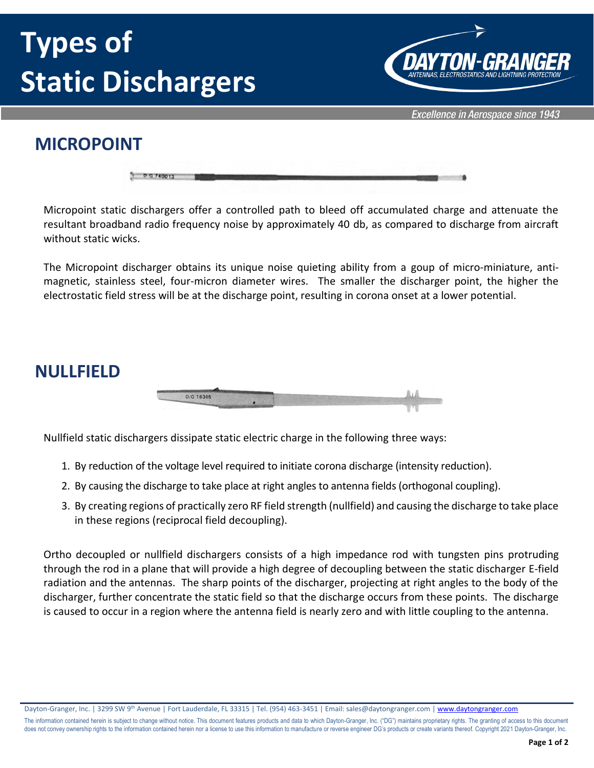# Types of Static Dischargers

## MICROPOINT

Micropoint static dischargers offer a controlled path to bleed off accumulated charge and attenuate the resultant broadband radio frequency noise by approximately 40 db, as compared to discharge from aircraft without static wicks.

The Micropoint discharger obtains its unique noise quieting ability from a goup of micro-miniature, anti-magnetic, stainless steel, four-micron diameter wires. The smaller the discharger point, the higher the electrostatic field stress will be at the discharge point, resulting in corona onset at a lower potential.

## NULLFIELD

Nullfield static dischargers dissipate static electric charge in the following three ways:

1. By reduction of the voltage level required to initiate corona discharge (intensity reduction).
2. By causing the discharge to take place at right angles to antenna fields (orthogonal coupling).
3. By creating regions of practically zero RF field strength (nullfield) and causing the discharge to take place in these regions (reciprocal field decoupling).

Ortho decoupled or nullfield dischargers consists of a high impedance rod with tungsten pins protruding through the rod in a plane that will provide a high degree of decoupling between the static discharger E-field radiation and the antennas. The sharp points of the discharger, projecting at right angles to the body of the discharger, further concentrate the static field so that the discharge occurs from these points. The discharge is caused to occur in a region where the antenna field is nearly zero and with little coupling to the antenna.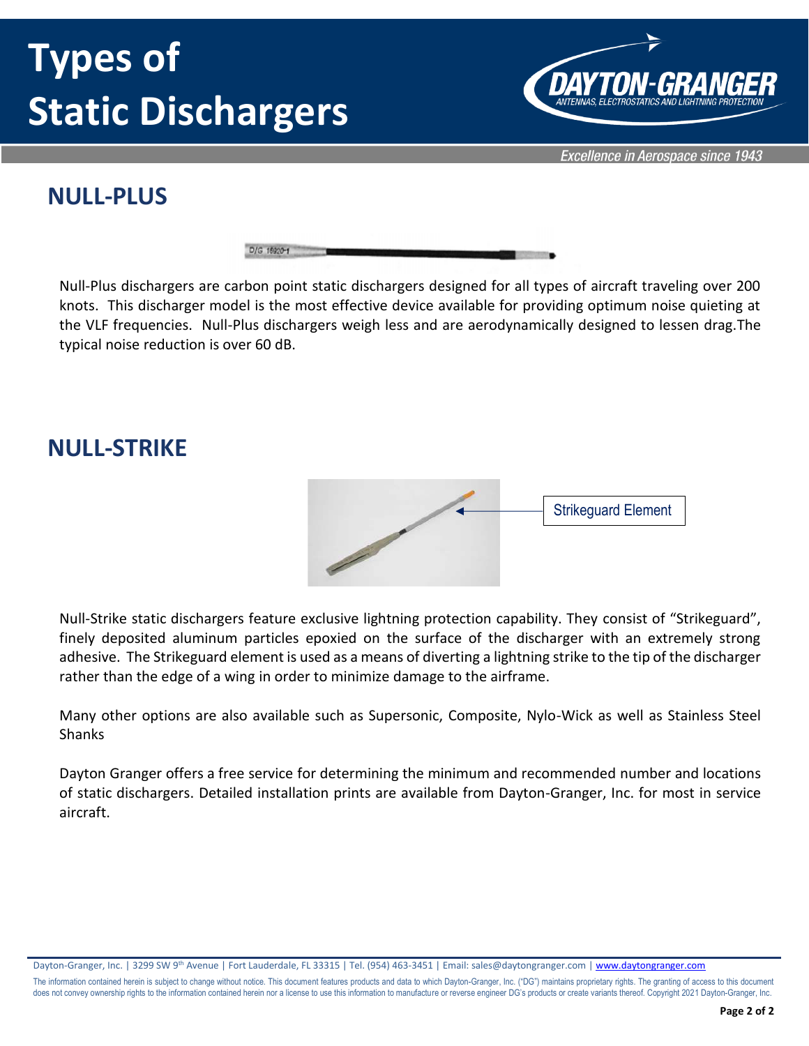# Types of Static Dischargers

DAYTON-GRANGER
ANTENNAS, ELECTROSTATICS AND LIGHTNING PROTECTION

*Excellence in Aerospace since 1943*

## NULL-PLUS

Null-Plus dischargers are carbon point static dischargers designed for all types of aircraft traveling over 200 knots. This discharger model is the most effective device available for providing optimum noise quieting at the VLF frequencies. Null-Plus dischargers weigh less and are aerodynamically designed to lessen drag.The typical noise reduction is over 60 dB.

## NULL-STRIKE

Strikeguard Element

Null-Strike static dischargers feature exclusive lightning protection capability. They consist of "Strikeguard", finely deposited aluminum particles epoxied on the surface of the discharger with an extremely strong adhesive. The Strikeguard element is used as a means of diverting a lightning strike to the tip of the discharger rather than the edge of a wing in order to minimize damage to the airframe.

Many other options are also available such as Supersonic, Composite, Nylo-Wick as well as Stainless Steel Shanks

Dayton Granger offers a free service for determining the minimum and recommended number and locations of static dischargers. Detailed installation prints are available from Dayton-Granger, Inc. for most in service aircraft.

Dayton-Granger, Inc. | 3299 SW 9th Avenue | Fort Lauderdale, FL 33315 | Tel. (954) 463-3451 | Email: sales@daytongranger.com | www.daytongranger.com

The information contained herein is subject to change without notice. This document features products and data to which Dayton-Granger, Inc. ("DG") maintains proprietary rights. The granting of access to this document does not convey ownership rights to the information contained herein nor a license to use this information to manufacture or reverse engineer DG's products or create variants thereof. Copyright 2021 Dayton-Granger, Inc.